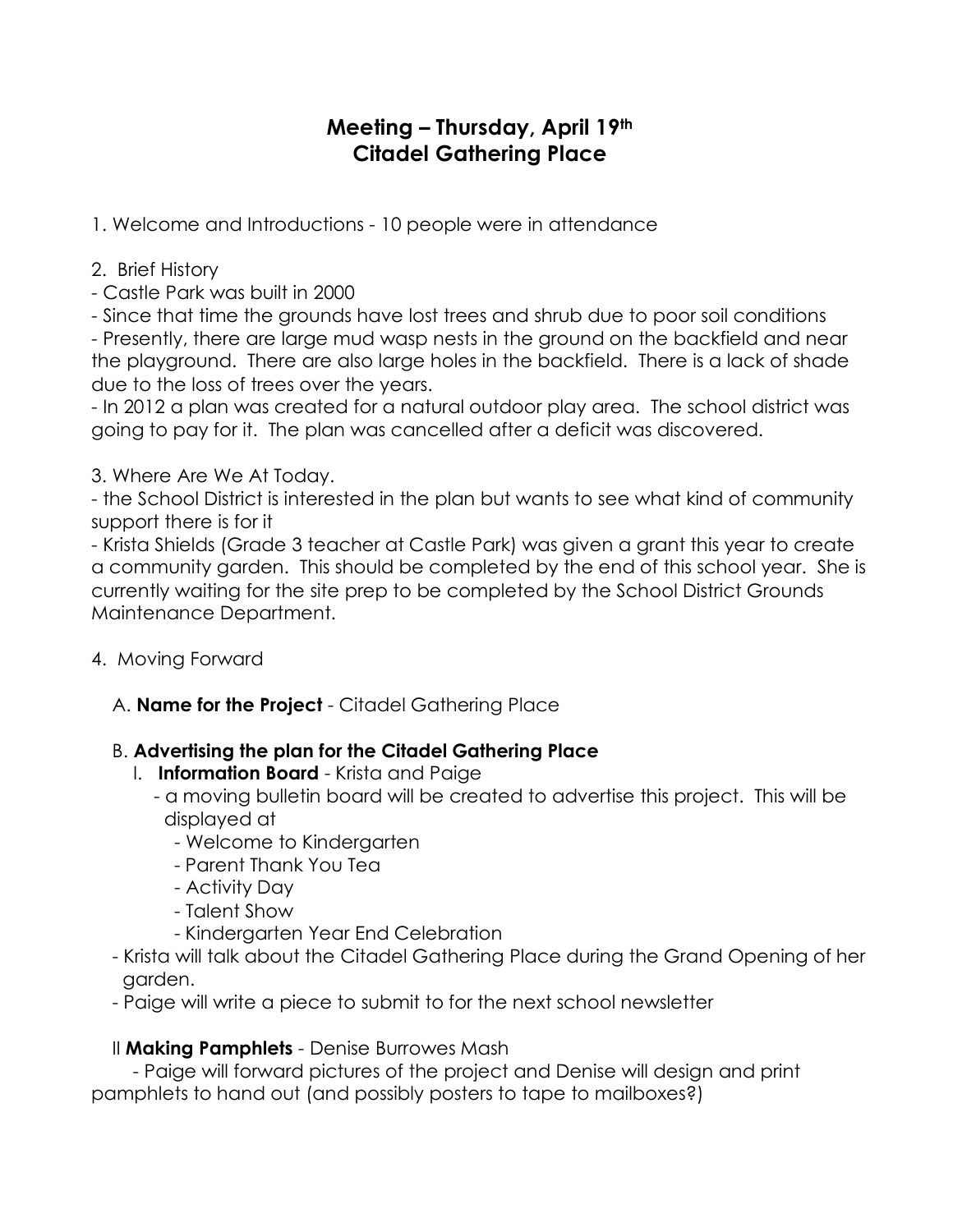# Meeting – Thursday, April 19th
# Citadel Gathering Place

1. Welcome and Introductions - 10 people were in attendance

2. Brief History

- Castle Park was built in 2000
- Since that time the grounds have lost trees and shrub due to poor soil conditions
- Presently, there are large mud wasp nests in the ground on the backfield and near the playground. There are also large holes in the backfield. There is a lack of shade due to the loss of trees over the years.
- In 2012 a plan was created for a natural outdoor play area. The school district was going to pay for it. The plan was cancelled after a deficit was discovered.

3. Where Are We At Today.

- the School District is interested in the plan but wants to see what kind of community support there is for it
- Krista Shields (Grade 3 teacher at Castle Park) was given a grant this year to create a community garden. This should be completed by the end of this school year. She is currently waiting for the site prep to be completed by the School District Grounds Maintenance Department.

4. Moving Forward

A. **Name for the Project** - Citadel Gathering Place

B. **Advertising the plan for the Citadel Gathering Place**

I. **Information Board** - Krista and Paige

- a moving bulletin board will be created to advertise this project. This will be displayed at
  - Welcome to Kindergarten
  - Parent Thank You Tea
  - Activity Day
  - Talent Show
  - Kindergarten Year End Celebration

- Krista will talk about the Citadel Gathering Place during the Grand Opening of her garden.
- Paige will write a piece to submit to for the next school newsletter

II **Making Pamphlets** - Denise Burrowes Mash

- Paige will forward pictures of the project and Denise will design and print pamphlets to hand out (and possibly posters to tape to mailboxes?)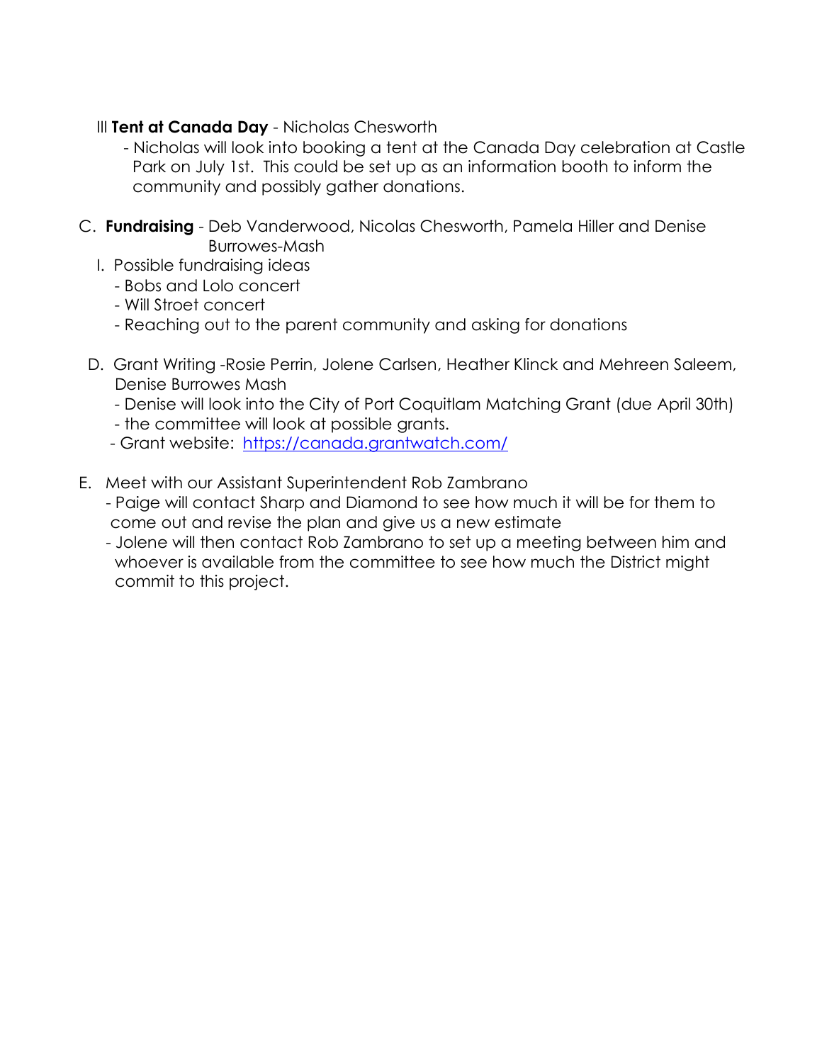III **Tent at Canada Day** - Nicholas Chesworth

- Nicholas will look into booking a tent at the Canada Day celebration at Castle Park on July 1st.  This could be set up as an information booth to inform the community and possibly gather donations.

C. **Fundraising** - Deb Vanderwood, Nicolas Chesworth, Pamela Hiller and Denise Burrowes-Mash

I. Possible fundraising ideas

- Bobs and Lolo concert
- Will Stroet concert
- Reaching out to the parent community and asking for donations

D. Grant Writing -Rosie Perrin, Jolene Carlsen, Heather Klinck and Mehreen Saleem, Denise Burrowes Mash

- Denise will look into the City of Port Coquitlam Matching Grant (due April 30th)
- the committee will look at possible grants.
- Grant website:  https://canada.grantwatch.com/

E. Meet with our Assistant Superintendent Rob Zambrano

- Paige will contact Sharp and Diamond to see how much it will be for them to come out and revise the plan and give us a new estimate
- Jolene will then contact Rob Zambrano to set up a meeting between him and whoever is available from the committee to see how much the District might commit to this project.